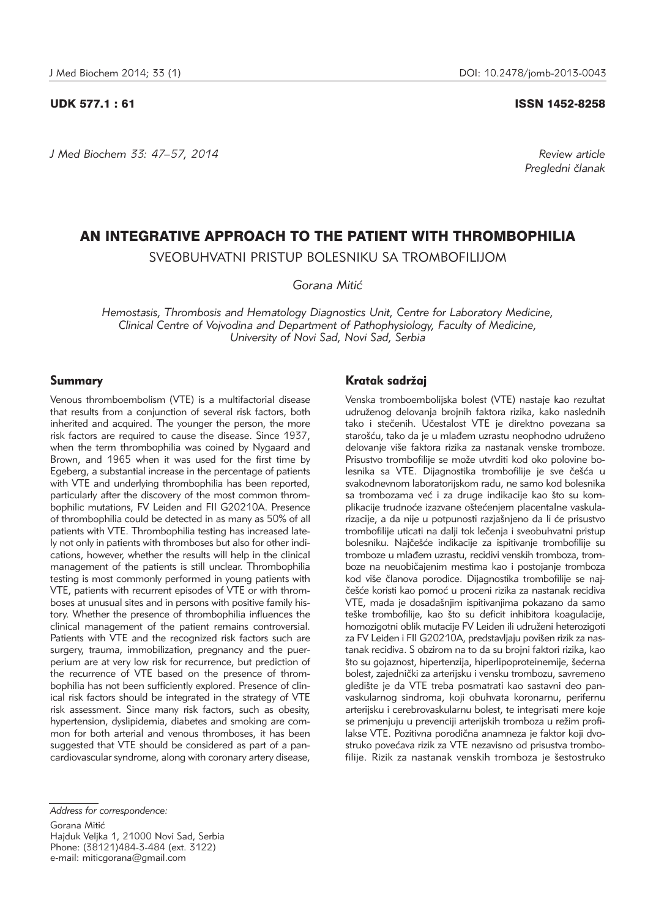UDK 577.1 : 61

ISSN 1452-8258

*Review article*
*Pregledni članak*

# AN INTEGRATIVE APPROACH TO THE PATIENT WITH THROMBOPHILIA

## SVEOBUHVATNI PRISTUP BOLESNIKU SA TROMBOFILIJOM

*Gorana Mitić*

*Hemostasis, Thrombosis and Hematology Diagnostics Unit, Centre for Laboratory Medicine, Clinical Centre of Vojvodina and Department of Pathophysiology, Faculty of Medicine, University of Novi Sad, Novi Sad, Serbia*

### Summary

Venous thromboembolism (VTE) is a multifactorial disease that results from a conjunction of several risk factors, both inherited and acquired. The younger the person, the more risk factors are required to cause the disease. Since 1937, when the term thrombophilia was coined by Nygaard and Brown, and 1965 when it was used for the first time by Egeberg, a substantial increase in the percentage of patients with VTE and underlying thrombophilia has been reported, particularly after the discovery of the most common thrombophilic mutations, FV Leiden and FII G20210A. Presence of thrombophilia could be detected in as many as 50% of all patients with VTE. Thrombophilia testing has increased lately not only in patients with thromboses but also for other indications, however, whether the results will help in the clinical management of the patients is still unclear. Thrombophilia testing is most commonly performed in young patients with VTE, patients with recurrent episodes of VTE or with thromboses at unusual sites and in persons with positive family history. Whether the presence of thrombophilia influences the clinical management of the patient remains controversial. Patients with VTE and the recognized risk factors such are surgery, trauma, immobilization, pregnancy and the puerperium are at very low risk for recurrence, but prediction of the recurrence of VTE based on the presence of thrombophilia has not been sufficiently explored. Presence of clinical risk factors should be integrated in the strategy of VTE risk assessment. Since many risk factors, such as obesity, hypertension, dyslipidemia, diabetes and smoking are common for both arterial and venous thromboses, it has been suggested that VTE should be considered as part of a pancardiovascular syndrome, along with coronary artery disease,

### Kratak sadržaj

Venska tromboembolijska bolest (VTE) nastaje kao rezultat udruženog delovanja brojnih faktora rizika, kako naslednih tako i stečenih. Učestalost VTE je direktno povezana sa starošću, tako da je u mlađem uzrastu neophodno udruženo delovanje više faktora rizika za nastanak venske tromboze. Prisustvo trombofilije se može utvrditi kod oko polovine bolesnika sa VTE. Dijagnostika trombofilije je sve češća u svakodnevnom laboratorijskom radu, ne samo kod bolesnika sa trombozama već i za druge indikacije kao što su komplikacije trudnoće izazvane oštećenjem placentalne vaskularizacije, a da nije u potpunosti razjašnjeno da li će prisustvo trombofilije uticati na dalji tok lečenja i sveobuhvatni pristup bolesniku. Najčešće indikacije za ispitivanje trombofilije su tromboze u mlađem uzrastu, recidivi venskih tromboza, tromboze na neuobičajenim mestima kao i postojanje tromboza kod više članova porodice. Dijagnostika trombofilije se najčešće koristi kao pomoć u proceni rizika za nastanak recidiva VTE, mada je dosadašnjim ispitivanjima pokazano da samo teške trombofilije, kao što su deficit inhibitora koagulacije, homozigotni oblik mutacije FV Leiden ili udruženi heterozigoti za FV Leiden i FII G20210A, predstavljaju povišen rizik za nastanak recidiva. S obzirom na to da su brojni faktori rizika, kao što su gojaznost, hipertenzija, hiperlipoproteinemije, šećerna bolest, zajednički za arterijsku i vensku trombozu, savremeno gledište je da VTE treba posmatrati kao sastavni deo panvaskularnog sindroma, koji obuhvata koronarnu, perifernu arterijsku i cerebrovaskularnu bolest, te integrisati mere koje se primenjuju u prevenciji arterijskih tromboza u režim profilakse VTE. Pozitivna porodična anamneza je faktor koji dvostruko povećava rizik za VTE nezavisno od prisustva trombofilije. Rizik za nastanak venskih tromboza je šestostruko

*Address for correspondence:*

Gorana Mitić
Hajduk Veljka 1, 21000 Novi Sad, Serbia
Phone: (38121)484-3-484 (ext. 3122)
e-mail: miticgorana@gmail.com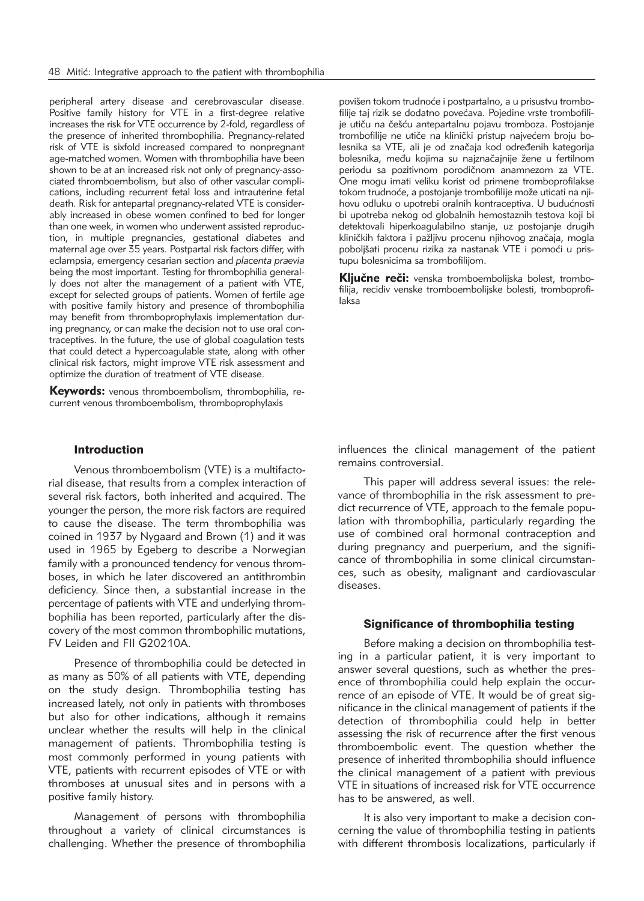peripheral artery disease and cerebrovascular disease. Positive family history for VTE in a first-degree relative increases the risk for VTE occurrence by 2-fold, regardless of the presence of inherited thrombophilia. Pregnancy-related risk of VTE is sixfold increased compared to nonpregnant age-matched women. Women with thrombophilia have been shown to be at an increased risk not only of pregnancy-associated thromboembolism, but also of other vascular complications, including recurrent fetal loss and intrauterine fetal death. Risk for antepartal pregnancy-related VTE is considerably increased in obese women confined to bed for longer than one week, in women who underwent assisted reproduction, in multiple pregnancies, gestational diabetes and maternal age over 35 years. Postpartal risk factors differ, with eclampsia, emergency cesarian section and *placenta praevia* being the most important. Testing for thrombophilia generally does not alter the management of a patient with VTE, except for selected groups of patients. Women of fertile age with positive family history and presence of thrombophilia may benefit from thromboprophylaxis implementation during pregnancy, or can make the decision not to use oral contraceptives. In the future, the use of global coagulation tests that could detect a hypercoagulable state, along with other clinical risk factors, might improve VTE risk assessment and optimize the duration of treatment of VTE disease.

**Keywords:** venous thromboembolism, thrombophilia, recurrent venous thromboembolism, thromboprophylaxis

povišen tokom trudnoće i postpartalno, a u prisustvu trombofilije taj rizik se dodatno povećava. Pojedine vrste trombofilije utiču na češću antepartalnu pojavu tromboza. Postojanje trombofilije ne utiče na klinički pristup najvećem broju bolesnika sa VTE, ali je od značaja kod određenih kategorija bolesnika, među kojima su najznačajnije žene u fertilnom periodu sa pozitivnom porodičnom anamnezom za VTE. One mogu imati veliku korist od primene tromboprofilakse tokom trudnoće, a postojanje trombofilije može uticati na njihovu odluku o upotrebi oralnih kontraceptiva. U budućnosti bi upotreba nekog od globalnih hemostaznih testova koji bi detektovali hiperkoagulabilno stanje, uz postojanje drugih kliničkih faktora i pažljivu procenu njihovog značaja, mogla poboljšati procenu rizika za nastanak VTE i pomoći u pristupu bolesnicima sa trombofilijom.

**Ključne reči:** venska tromboembolijska bolest, trombofilija, recidiv venske tromboembolijske bolesti, tromboprofilaksa

## Introduction

Venous thromboembolism (VTE) is a multifactorial disease, that results from a complex interaction of several risk factors, both inherited and acquired. The younger the person, the more risk factors are required to cause the disease. The term thrombophilia was coined in 1937 by Nygaard and Brown (1) and it was used in 1965 by Egeberg to describe a Norwegian family with a pronounced tendency for venous thromboses, in which he later discovered an antithrombin deficiency. Since then, a substantial increase in the percentage of patients with VTE and underlying thrombophilia has been reported, particularly after the discovery of the most common thrombophilic mutations, FV Leiden and FII G20210A.

Presence of thrombophilia could be detected in as many as 50% of all patients with VTE, depending on the study design. Thrombophilia testing has increased lately, not only in patients with thromboses but also for other indications, although it remains unclear whether the results will help in the clinical management of patients. Thrombophilia testing is most commonly performed in young patients with VTE, patients with recurrent episodes of VTE or with thromboses at unusual sites and in persons with a positive family history.

Management of persons with thrombophilia throughout a variety of clinical circumstances is challenging. Whether the presence of thrombophilia influences the clinical management of the patient remains controversial.

This paper will address several issues: the relevance of thrombophilia in the risk assessment to predict recurrence of VTE, approach to the female population with thrombophilia, particularly regarding the use of combined oral hormonal contraception and during pregnancy and puerperium, and the significance of thrombophilia in some clinical circumstances, such as obesity, malignant and cardiovascular diseases.

## Significance of thrombophilia testing

Before making a decision on thrombophilia testing in a particular patient, it is very important to answer several questions, such as whether the presence of thrombophilia could help explain the occurrence of an episode of VTE. It would be of great significance in the clinical management of patients if the detection of thrombophilia could help in better assessing the risk of recurrence after the first venous thromboembolic event. The question whether the presence of inherited thrombophilia should influence the clinical management of a patient with previous VTE in situations of increased risk for VTE occurrence has to be answered, as well.

It is also very important to make a decision concerning the value of thrombophilia testing in patients with different thrombosis localizations, particularly if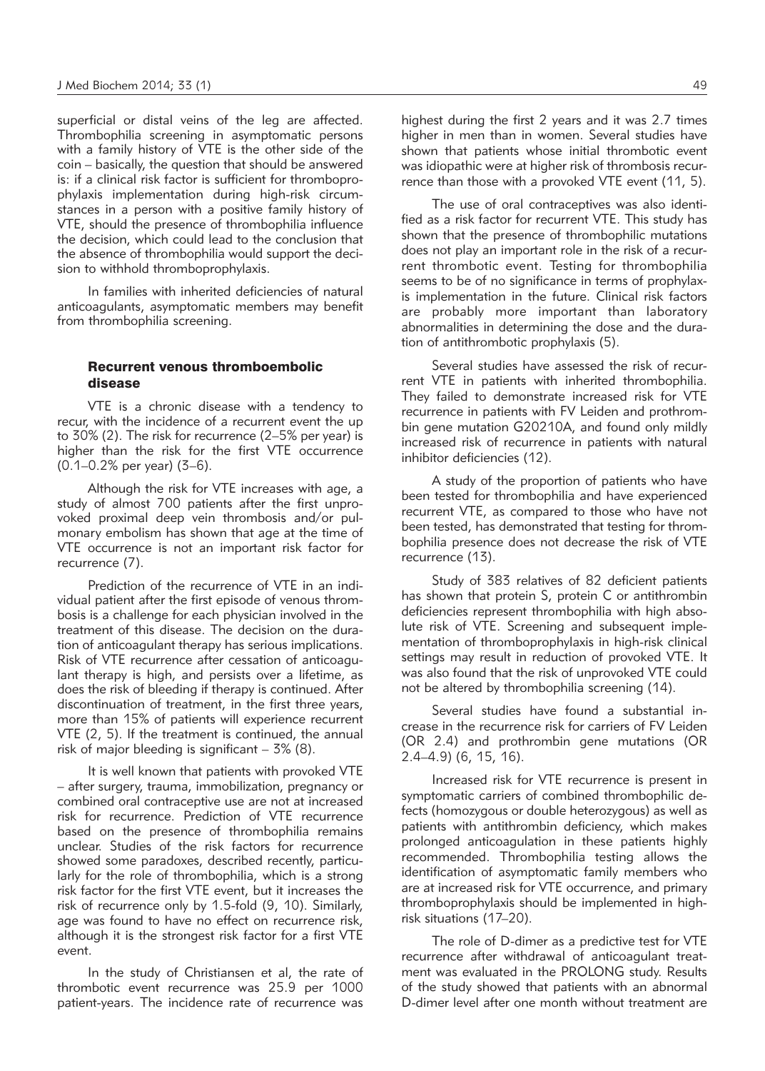superficial or distal veins of the leg are affected. Thrombophilia screening in asymptomatic persons with a family history of VTE is the other side of the coin – basically, the question that should be answered is: if a clinical risk factor is sufficient for thromboprophylaxis implementation during high-risk circumstances in a person with a positive family history of VTE, should the presence of thrombophilia influence the decision, which could lead to the conclusion that the absence of thrombophilia would support the decision to withhold thromboprophylaxis.

In families with inherited deficiencies of natural anticoagulants, asymptomatic members may benefit from thrombophilia screening.

## Recurrent venous thromboembolic disease

VTE is a chronic disease with a tendency to recur, with the incidence of a recurrent event the up to 30% (2). The risk for recurrence (2–5% per year) is higher than the risk for the first VTE occurrence (0.1–0.2% per year) (3–6).

Although the risk for VTE increases with age, a study of almost 700 patients after the first unprovoked proximal deep vein thrombosis and/or pulmonary embolism has shown that age at the time of VTE occurrence is not an important risk factor for recurrence (7).

Prediction of the recurrence of VTE in an individual patient after the first episode of venous thrombosis is a challenge for each physician involved in the treatment of this disease. The decision on the duration of anticoagulant therapy has serious implications. Risk of VTE recurrence after cessation of anticoagulant therapy is high, and persists over a lifetime, as does the risk of bleeding if therapy is continued. After discontinuation of treatment, in the first three years, more than 15% of patients will experience recurrent VTE (2, 5). If the treatment is continued, the annual risk of major bleeding is significant – 3% (8).

It is well known that patients with provoked VTE – after surgery, trauma, immobilization, pregnancy or combined oral contraceptive use are not at increased risk for recurrence. Prediction of VTE recurrence based on the presence of thrombophilia remains unclear. Studies of the risk factors for recurrence showed some paradoxes, described recently, particularly for the role of thrombophilia, which is a strong risk factor for the first VTE event, but it increases the risk of recurrence only by 1.5-fold (9, 10). Similarly, age was found to have no effect on recurrence risk, although it is the strongest risk factor for a first VTE event.

In the study of Christiansen et al, the rate of thrombotic event recurrence was 25.9 per 1000 patient-years. The incidence rate of recurrence was highest during the first 2 years and it was 2.7 times higher in men than in women. Several studies have shown that patients whose initial thrombotic event was idiopathic were at higher risk of thrombosis recurrence than those with a provoked VTE event (11, 5).

The use of oral contraceptives was also identified as a risk factor for recurrent VTE. This study has shown that the presence of thrombophilic mutations does not play an important role in the risk of a recurrent thrombotic event. Testing for thrombophilia seems to be of no significance in terms of prophylaxis implementation in the future. Clinical risk factors are probably more important than laboratory abnormalities in determining the dose and the duration of antithrombotic prophylaxis (5).

Several studies have assessed the risk of recurrent VTE in patients with inherited thrombophilia. They failed to demonstrate increased risk for VTE recurrence in patients with FV Leiden and prothrombin gene mutation G20210A, and found only mildly increased risk of recurrence in patients with natural inhibitor deficiencies (12).

A study of the proportion of patients who have been tested for thrombophilia and have experienced recurrent VTE, as compared to those who have not been tested, has demonstrated that testing for thrombophilia presence does not decrease the risk of VTE recurrence (13).

Study of 383 relatives of 82 deficient patients has shown that protein S, protein C or antithrombin deficiencies represent thrombophilia with high absolute risk of VTE. Screening and subsequent implementation of thromboprophylaxis in high-risk clinical settings may result in reduction of provoked VTE. It was also found that the risk of unprovoked VTE could not be altered by thrombophilia screening (14).

Several studies have found a substantial increase in the recurrence risk for carriers of FV Leiden (OR 2.4) and prothrombin gene mutations (OR 2.4–4.9) (6, 15, 16).

Increased risk for VTE recurrence is present in symptomatic carriers of combined thrombophilic defects (homozygous or double heterozygous) as well as patients with antithrombin deficiency, which makes prolonged anticoagulation in these patients highly recommended. Thrombophilia testing allows the identification of asymptomatic family members who are at increased risk for VTE occurrence, and primary thromboprophylaxis should be implemented in high-risk situations (17–20).

The role of D-dimer as a predictive test for VTE recurrence after withdrawal of anticoagulant treatment was evaluated in the PROLONG study. Results of the study showed that patients with an abnormal D-dimer level after one month without treatment are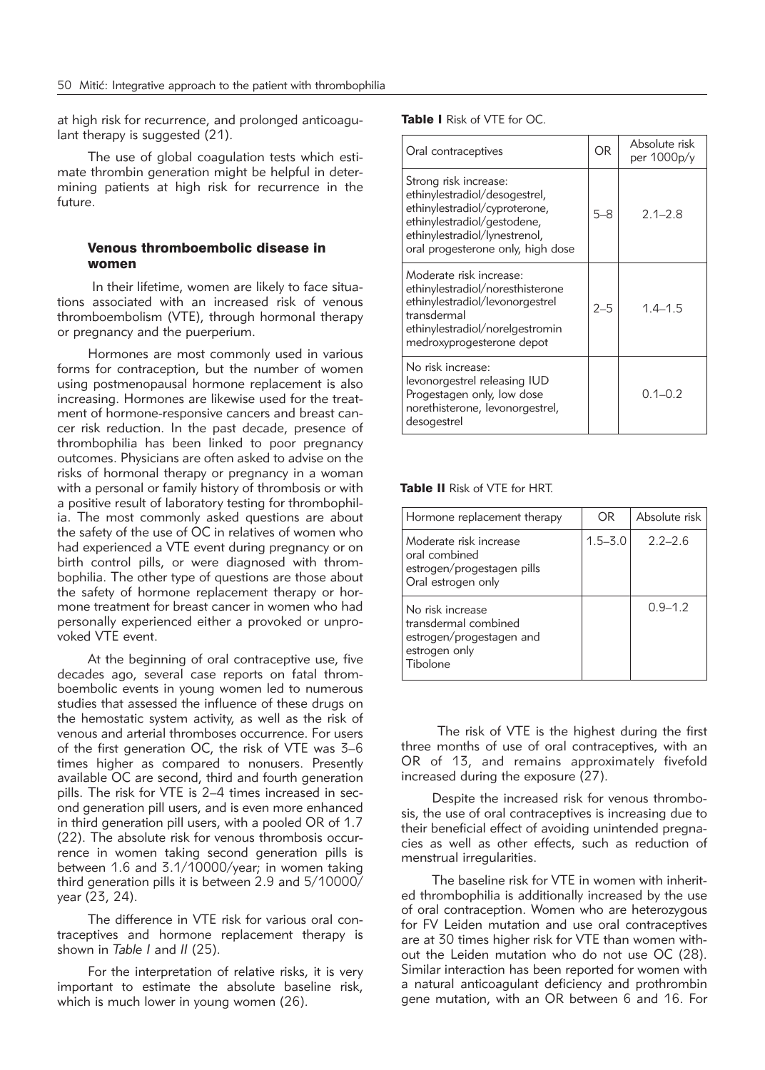at high risk for recurrence, and prolonged anticoagulant therapy is suggested (21).

The use of global coagulation tests which estimate thrombin generation might be helpful in determining patients at high risk for recurrence in the future.

## Venous thromboembolic disease in women

In their lifetime, women are likely to face situations associated with an increased risk of venous thromboembolism (VTE), through hormonal therapy or pregnancy and the puerperium.

Hormones are most commonly used in various forms for contraception, but the number of women using postmenopausal hormone replacement is also increasing. Hormones are likewise used for the treatment of hormone-responsive cancers and breast cancer risk reduction. In the past decade, presence of thrombophilia has been linked to poor pregnancy outcomes. Physicians are often asked to advise on the risks of hormonal therapy or pregnancy in a woman with a personal or family history of thrombosis or with a positive result of laboratory testing for thrombophilia. The most commonly asked questions are about the safety of the use of OC in relatives of women who had experienced a VTE event during pregnancy or on birth control pills, or were diagnosed with thrombophilia. The other type of questions are those about the safety of hormone replacement therapy or hormone treatment for breast cancer in women who had personally experienced either a provoked or unprovoked VTE event.

At the beginning of oral contraceptive use, five decades ago, several case reports on fatal thromboembolic events in young women led to numerous studies that assessed the influence of these drugs on the hemostatic system activity, as well as the risk of venous and arterial thromboses occurrence. For users of the first generation OC, the risk of VTE was 3–6 times higher as compared to nonusers. Presently available OC are second, third and fourth generation pills. The risk for VTE is 2–4 times increased in second generation pill users, and is even more enhanced in third generation pill users, with a pooled OR of 1.7 (22). The absolute risk for venous thrombosis occurrence in women taking second generation pills is between 1.6 and 3.1/10000/year; in women taking third generation pills it is between 2.9 and 5/10000/year (23, 24).

The difference in VTE risk for various oral contraceptives and hormone replacement therapy is shown in *Table I* and *II* (25).

For the interpretation of relative risks, it is very important to estimate the absolute baseline risk, which is much lower in young women (26).

**Table I** Risk of VTE for OC.

| Oral contraceptives | OR | Absolute risk per 1000p/y |
|---|---|---|
| Strong risk increase: ethinylestradiol/desogestrel, ethinylestradiol/cyproterone, ethinylestradiol/gestodene, ethinylestradiol/lynestrenol, oral progesterone only, high dose | 5–8 | 2.1–2.8 |
| Moderate risk increase: ethinylestradiol/noresthisterone ethinylestradiol/levonorgestrel transdermal ethinylestradiol/norelgestromin medroxyprogesterone depot | 2–5 | 1.4–1.5 |
| No risk increase: levonorgestrel releasing IUD Progestagen only, low dose norethisterone, levonorgestrel, desogestrel | | 0.1–0.2 |

**Table II** Risk of VTE for HRT.

| Hormone replacement therapy | OR | Absolute risk |
|---|---|---|
| Moderate risk increase oral combined estrogen/progestagen pills Oral estrogen only | 1.5–3.0 | 2.2–2.6 |
| No risk increase transdermal combined estrogen/progestagen and estrogen only Tibolone | | 0.9–1.2 |

The risk of VTE is the highest during the first three months of use of oral contraceptives, with an OR of 13, and remains approximately fivefold increased during the exposure (27).

Despite the increased risk for venous thrombosis, the use of oral contraceptives is increasing due to their beneficial effect of avoiding unintended pregnacies as well as other effects, such as reduction of menstrual irregularities.

The baseline risk for VTE in women with inherited thrombophilia is additionally increased by the use of oral contraception. Women who are heterozygous for FV Leiden mutation and use oral contraceptives are at 30 times higher risk for VTE than women without the Leiden mutation who do not use OC (28). Similar interaction has been reported for women with a natural anticoagulant deficiency and prothrombin gene mutation, with an OR between 6 and 16. For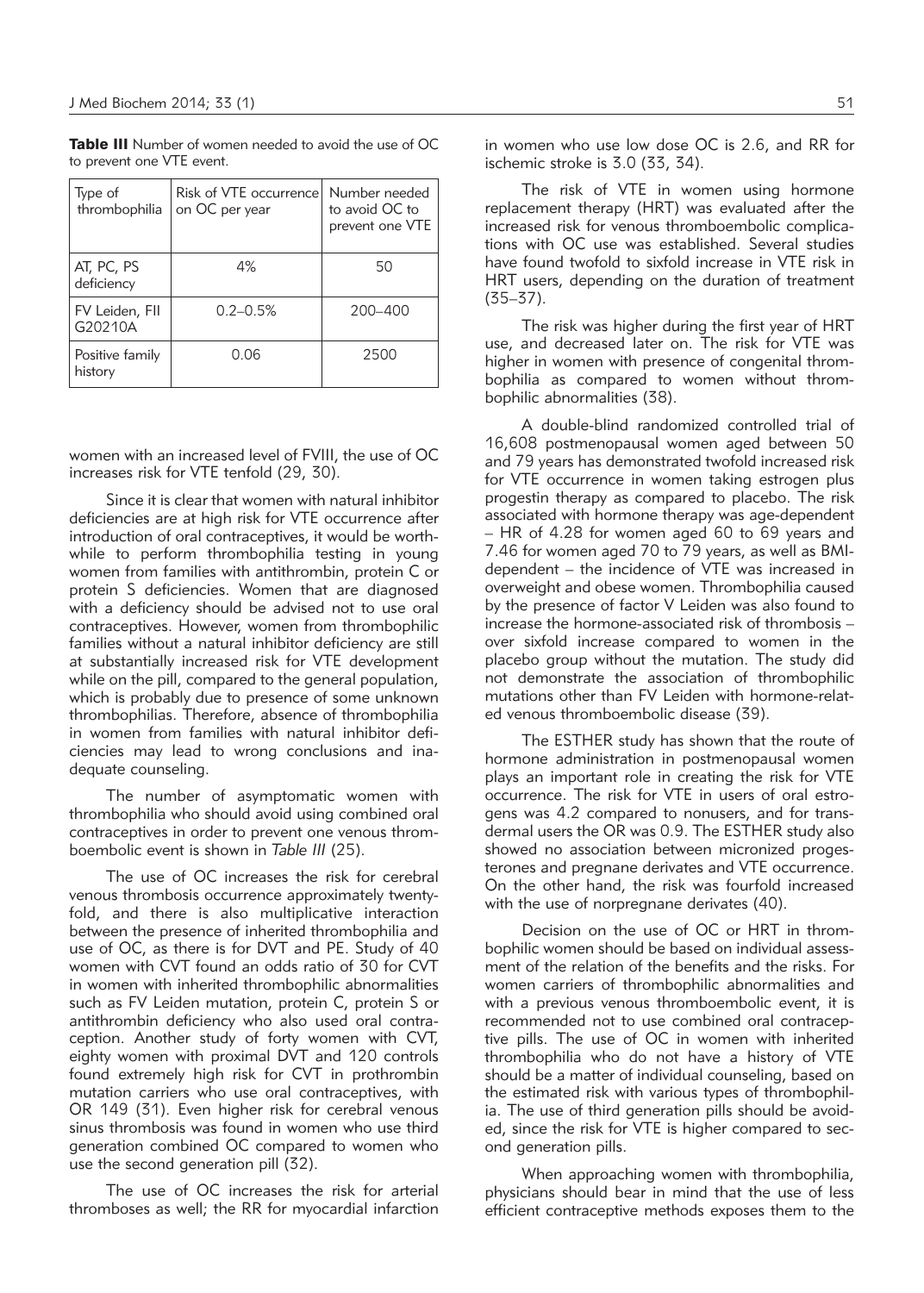**Table III** Number of women needed to avoid the use of OC to prevent one VTE event.

| Type of thrombophilia | Risk of VTE occurrence on OC per year | Number needed to avoid OC to prevent one VTE |
|---|---|---|
| AT, PC, PS deficiency | 4% | 50 |
| FV Leiden, FII G20210A | 0.2–0.5% | 200–400 |
| Positive family history | 0.06 | 2500 |

women with an increased level of FVIII, the use of OC increases risk for VTE tenfold (29, 30).

Since it is clear that women with natural inhibitor deficiencies are at high risk for VTE occurrence after introduction of oral contraceptives, it would be worthwhile to perform thrombophilia testing in young women from families with antithrombin, protein C or protein S deficiencies. Women that are diagnosed with a deficiency should be advised not to use oral contraceptives. However, women from thrombophilic families without a natural inhibitor deficiency are still at substantially increased risk for VTE development while on the pill, compared to the general population, which is probably due to presence of some unknown thrombophilias. Therefore, absence of thrombophilia in women from families with natural inhibitor deficiencies may lead to wrong conclusions and inadequate counseling.

The number of asymptomatic women with thrombophilia who should avoid using combined oral contraceptives in order to prevent one venous thromboembolic event is shown in *Table III* (25).

The use of OC increases the risk for cerebral venous thrombosis occurrence approximately twentyfold, and there is also multiplicative interaction between the presence of inherited thrombophilia and use of OC, as there is for DVT and PE. Study of 40 women with CVT found an odds ratio of 30 for CVT in women with inherited thrombophilic abnormalities such as FV Leiden mutation, protein C, protein S or antithrombin deficiency who also used oral contraception. Another study of forty women with CVT, eighty women with proximal DVT and 120 controls found extremely high risk for CVT in prothrombin mutation carriers who use oral contraceptives, with OR 149 (31). Even higher risk for cerebral venous sinus thrombosis was found in women who use third generation combined OC compared to women who use the second generation pill (32).

The use of OC increases the risk for arterial thromboses as well; the RR for myocardial infarction in women who use low dose OC is 2.6, and RR for ischemic stroke is 3.0 (33, 34).

The risk of VTE in women using hormone replacement therapy (HRT) was evaluated after the increased risk for venous thromboembolic complications with OC use was established. Several studies have found twofold to sixfold increase in VTE risk in HRT users, depending on the duration of treatment (35–37).

The risk was higher during the first year of HRT use, and decreased later on. The risk for VTE was higher in women with presence of congenital thrombophilia as compared to women without thrombophilic abnormalities (38).

A double-blind randomized controlled trial of 16,608 postmenopausal women aged between 50 and 79 years has demonstrated twofold increased risk for VTE occurrence in women taking estrogen plus progestin therapy as compared to placebo. The risk associated with hormone therapy was age-dependent – HR of 4.28 for women aged 60 to 69 years and 7.46 for women aged 70 to 79 years, as well as BMI-dependent – the incidence of VTE was increased in overweight and obese women. Thrombophilia caused by the presence of factor V Leiden was also found to increase the hormone-associated risk of thrombosis – over sixfold increase compared to women in the placebo group without the mutation. The study did not demonstrate the association of thrombophilic mutations other than FV Leiden with hormone-related venous thromboembolic disease (39).

The ESTHER study has shown that the route of hormone administration in postmenopausal women plays an important role in creating the risk for VTE occurrence. The risk for VTE in users of oral estrogens was 4.2 compared to nonusers, and for transdermal users the OR was 0.9. The ESTHER study also showed no association between micronized progesterones and pregnane derivates and VTE occurrence. On the other hand, the risk was fourfold increased with the use of norpregnane derivates (40).

Decision on the use of OC or HRT in thrombophilic women should be based on individual assessment of the relation of the benefits and the risks. For women carriers of thrombophilic abnormalities and with a previous venous thromboembolic event, it is recommended not to use combined oral contraceptive pills. The use of OC in women with inherited thrombophilia who do not have a history of VTE should be a matter of individual counseling, based on the estimated risk with various types of thrombophilia. The use of third generation pills should be avoided, since the risk for VTE is higher compared to second generation pills.

When approaching women with thrombophilia, physicians should bear in mind that the use of less efficient contraceptive methods exposes them to the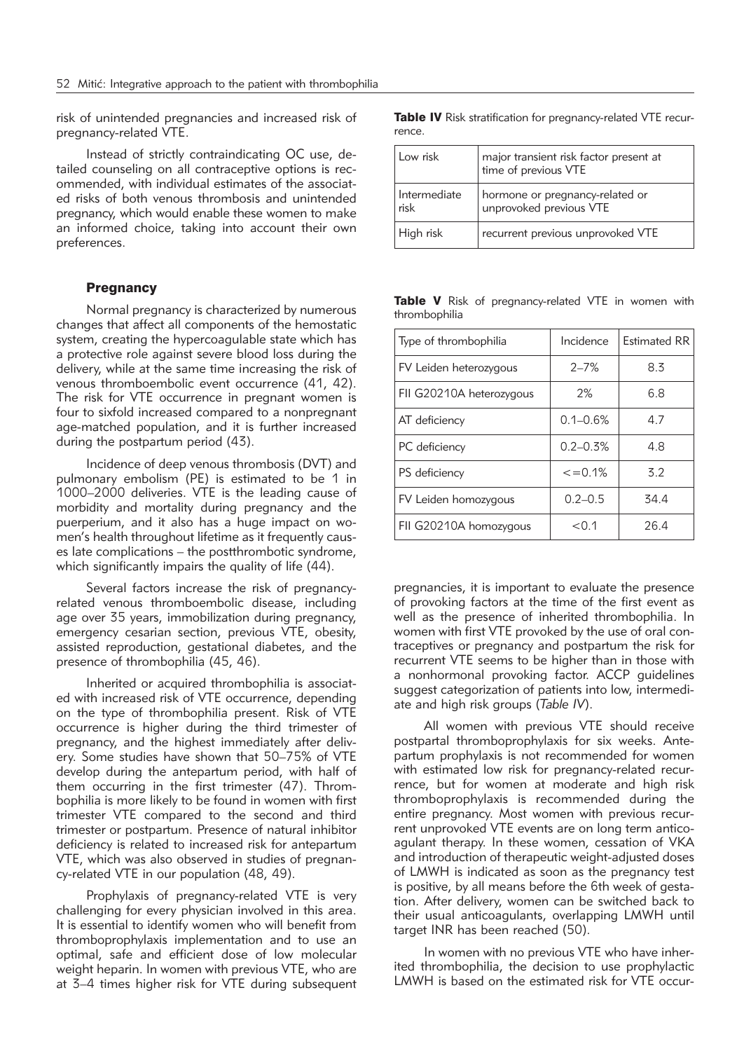risk of unintended pregnancies and increased risk of pregnancy-related VTE.

Instead of strictly contraindicating OC use, detailed counseling on all contraceptive options is recommended, with individual estimates of the associated risks of both venous thrombosis and unintended pregnancy, which would enable these women to make an informed choice, taking into account their own preferences.

### Pregnancy

Normal pregnancy is characterized by numerous changes that affect all components of the hemostatic system, creating the hypercoagulable state which has a protective role against severe blood loss during the delivery, while at the same time increasing the risk of venous thromboembolic event occurrence (41, 42). The risk for VTE occurrence in pregnant women is four to sixfold increased compared to a nonpregnant age-matched population, and it is further increased during the postpartum period (43).

Incidence of deep venous thrombosis (DVT) and pulmonary embolism (PE) is estimated to be 1 in 1000–2000 deliveries. VTE is the leading cause of morbidity and mortality during pregnancy and the puerperium, and it also has a huge impact on women's health throughout lifetime as it frequently causes late complications – the postthrombotic syndrome, which significantly impairs the quality of life (44).

Several factors increase the risk of pregnancy-related venous thromboembolic disease, including age over 35 years, immobilization during pregnancy, emergency cesarian section, previous VTE, obesity, assisted reproduction, gestational diabetes, and the presence of thrombophilia (45, 46).

Inherited or acquired thrombophilia is associated with increased risk of VTE occurrence, depending on the type of thrombophilia present. Risk of VTE occurrence is higher during the third trimester of pregnancy, and the highest immediately after delivery. Some studies have shown that 50–75% of VTE develop during the antepartum period, with half of them occurring in the first trimester (47). Thrombophilia is more likely to be found in women with first trimester VTE compared to the second and third trimester or postpartum. Presence of natural inhibitor deficiency is related to increased risk for antepartum VTE, which was also observed in studies of pregnancy-related VTE in our population (48, 49).

Prophylaxis of pregnancy-related VTE is very challenging for every physician involved in this area. It is essential to identify women who will benefit from thromboprophylaxis implementation and to use an optimal, safe and efficient dose of low molecular weight heparin. In women with previous VTE, who are at 3–4 times higher risk for VTE during subsequent pregnancies, it is important to evaluate the presence of provoking factors at the time of the first event as well as the presence of inherited thrombophilia. In women with first VTE provoked by the use of oral contraceptives or pregnancy and postpartum the risk for recurrent VTE seems to be higher than in those with a nonhormonal provoking factor. ACCP guidelines suggest categorization of patients into low, intermediate and high risk groups (*Table IV*).

**Table IV** Risk stratification for pregnancy-related VTE recurrence.

| | |
|---|---|
| Low risk | major transient risk factor present at time of previous VTE |
| Intermediate risk | hormone or pregnancy-related or unprovoked previous VTE |
| High risk | recurrent previous unprovoked VTE |

**Table V** Risk of pregnancy-related VTE in women with thrombophilia

| Type of thrombophilia | Incidence | Estimated RR |
|---|---|---|
| FV Leiden heterozygous | 2–7% | 8.3 |
| FII G20210A heterozygous | 2% | 6.8 |
| AT deficiency | 0.1–0.6% | 4.7 |
| PC deficiency | 0.2–0.3% | 4.8 |
| PS deficiency | <=0.1% | 3.2 |
| FV Leiden homozygous | 0.2–0.5 | 34.4 |
| FII G20210A homozygous | <0.1 | 26.4 |

All women with previous VTE should receive postpartal thromboprophylaxis for six weeks. Antepartum prophylaxis is not recommended for women with estimated low risk for pregnancy-related recurrence, but for women at moderate and high risk thromboprophylaxis is recommended during the entire pregnancy. Most women with previous recurrent unprovoked VTE events are on long term anticoagulant therapy. In these women, cessation of VKA and introduction of therapeutic weight-adjusted doses of LMWH is indicated as soon as the pregnancy test is positive, by all means before the 6th week of gestation. After delivery, women can be switched back to their usual anticoagulants, overlapping LMWH until target INR has been reached (50).

In women with no previous VTE who have inherited thrombophilia, the decision to use prophylactic LMWH is based on the estimated risk for VTE occur-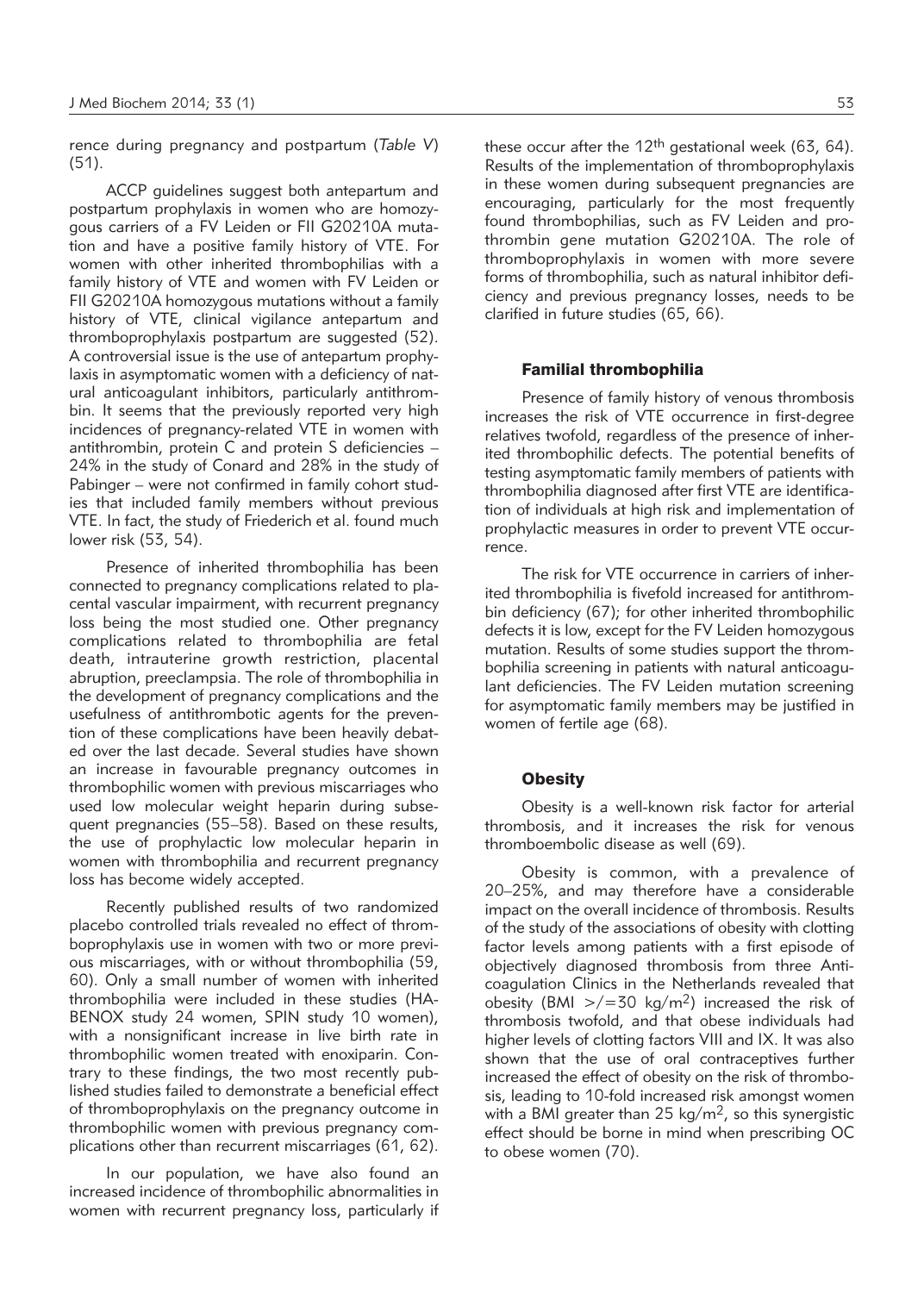rence during pregnancy and postpartum (*Table V*) (51).

ACCP guidelines suggest both antepartum and postpartum prophylaxis in women who are homozygous carriers of a FV Leiden or FII G20210A mutation and have a positive family history of VTE. For women with other inherited thrombophilias with a family history of VTE and women with FV Leiden or FII G20210A homozygous mutations without a family history of VTE, clinical vigilance antepartum and thromboprophylaxis postpartum are suggested (52). A controversial issue is the use of antepartum prophylaxis in asymptomatic women with a deficiency of natural anticoagulant inhibitors, particularly antithrombin. It seems that the previously reported very high incidences of pregnancy-related VTE in women with antithrombin, protein C and protein S deficiencies – 24% in the study of Conard and 28% in the study of Pabinger – were not confirmed in family cohort studies that included family members without previous VTE. In fact, the study of Friederich et al. found much lower risk (53, 54).

Presence of inherited thrombophilia has been connected to pregnancy complications related to placental vascular impairment, with recurrent pregnancy loss being the most studied one. Other pregnancy complications related to thrombophilia are fetal death, intrauterine growth restriction, placental abruption, preeclampsia. The role of thrombophilia in the development of pregnancy complications and the usefulness of antithrombotic agents for the prevention of these complications have been heavily debated over the last decade. Several studies have shown an increase in favourable pregnancy outcomes in thrombophilic women with previous miscarriages who used low molecular weight heparin during subsequent pregnancies (55–58). Based on these results, the use of prophylactic low molecular heparin in women with thrombophilia and recurrent pregnancy loss has become widely accepted.

Recently published results of two randomized placebo controlled trials revealed no effect of thromboprophylaxis use in women with two or more previous miscarriages, with or without thrombophilia (59, 60). Only a small number of women with inherited thrombophilia were included in these studies (HABENOX study 24 women, SPIN study 10 women), with a nonsignificant increase in live birth rate in thrombophilic women treated with enoxiparin. Contrary to these findings, the two most recently published studies failed to demonstrate a beneficial effect of thromboprophylaxis on the pregnancy outcome in thrombophilic women with previous pregnancy complications other than recurrent miscarriages (61, 62).

In our population, we have also found an increased incidence of thrombophilic abnormalities in women with recurrent pregnancy loss, particularly if these occur after the 12th gestational week (63, 64). Results of the implementation of thromboprophylaxis in these women during subsequent pregnancies are encouraging, particularly for the most frequently found thrombophilias, such as FV Leiden and prothrombin gene mutation G20210A. The role of thromboprophylaxis in women with more severe forms of thrombophilia, such as natural inhibitor deficiency and previous pregnancy losses, needs to be clarified in future studies (65, 66).

### Familial thrombophilia

Presence of family history of venous thrombosis increases the risk of VTE occurrence in first-degree relatives twofold, regardless of the presence of inherited thrombophilic defects. The potential benefits of testing asymptomatic family members of patients with thrombophilia diagnosed after first VTE are identification of individuals at high risk and implementation of prophylactic measures in order to prevent VTE occurrence.

The risk for VTE occurrence in carriers of inherited thrombophilia is fivefold increased for antithrombin deficiency (67); for other inherited thrombophilic defects it is low, except for the FV Leiden homozygous mutation. Results of some studies support the thrombophilia screening in patients with natural anticoagulant deficiencies. The FV Leiden mutation screening for asymptomatic family members may be justified in women of fertile age (68).

### Obesity

Obesity is a well-known risk factor for arterial thrombosis, and it increases the risk for venous thromboembolic disease as well (69).

Obesity is common, with a prevalence of 20–25%, and may therefore have a considerable impact on the overall incidence of thrombosis. Results of the study of the associations of obesity with clotting factor levels among patients with a first episode of objectively diagnosed thrombosis from three Anticoagulation Clinics in the Netherlands revealed that obesity (BMI $>/=30$ kg/m$^2$) increased the risk of thrombosis twofold, and that obese individuals had higher levels of clotting factors VIII and IX. It was also shown that the use of oral contraceptives further increased the effect of obesity on the risk of thrombosis, leading to 10-fold increased risk amongst women with a BMI greater than 25 kg/m$^2$, so this synergistic effect should be borne in mind when prescribing OC to obese women (70).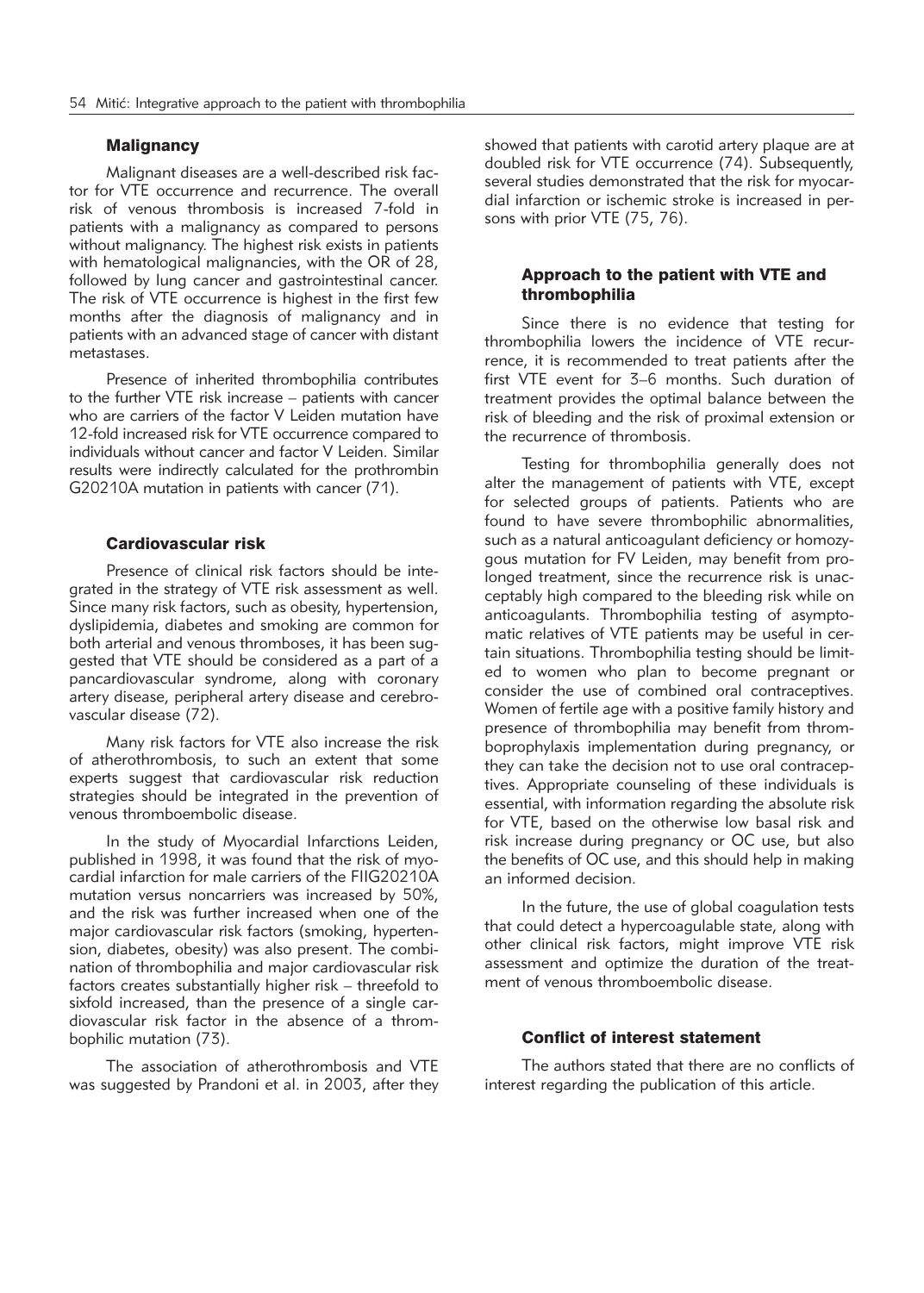### Malignancy

Malignant diseases are a well-described risk factor for VTE occurrence and recurrence. The overall risk of venous thrombosis is increased 7-fold in patients with a malignancy as compared to persons without malignancy. The highest risk exists in patients with hematological malignancies, with the OR of 28, followed by lung cancer and gastrointestinal cancer. The risk of VTE occurrence is highest in the first few months after the diagnosis of malignancy and in patients with an advanced stage of cancer with distant metastases.

Presence of inherited thrombophilia contributes to the further VTE risk increase – patients with cancer who are carriers of the factor V Leiden mutation have 12-fold increased risk for VTE occurrence compared to individuals without cancer and factor V Leiden. Similar results were indirectly calculated for the prothrombin G20210A mutation in patients with cancer (71).

### Cardiovascular risk

Presence of clinical risk factors should be integrated in the strategy of VTE risk assessment as well. Since many risk factors, such as obesity, hypertension, dyslipidemia, diabetes and smoking are common for both arterial and venous thromboses, it has been suggested that VTE should be considered as a part of a pancardiovascular syndrome, along with coronary artery disease, peripheral artery disease and cerebrovascular disease (72).

Many risk factors for VTE also increase the risk of atherothrombosis, to such an extent that some experts suggest that cardiovascular risk reduction strategies should be integrated in the prevention of venous thromboembolic disease.

In the study of Myocardial Infarctions Leiden, published in 1998, it was found that the risk of myocardial infarction for male carriers of the FIIG20210A mutation versus noncarriers was increased by 50%, and the risk was further increased when one of the major cardiovascular risk factors (smoking, hypertension, diabetes, obesity) was also present. The combination of thrombophilia and major cardiovascular risk factors creates substantially higher risk – threefold to sixfold increased, than the presence of a single cardiovascular risk factor in the absence of a thrombophilic mutation (73).

The association of atherothrombosis and VTE was suggested by Prandoni et al. in 2003, after they showed that patients with carotid artery plaque are at doubled risk for VTE occurrence (74). Subsequently, several studies demonstrated that the risk for myocardial infarction or ischemic stroke is increased in persons with prior VTE (75, 76).

### Approach to the patient with VTE and thrombophilia

Since there is no evidence that testing for thrombophilia lowers the incidence of VTE recurrence, it is recommended to treat patients after the first VTE event for 3–6 months. Such duration of treatment provides the optimal balance between the risk of bleeding and the risk of proximal extension or the recurrence of thrombosis.

Testing for thrombophilia generally does not alter the management of patients with VTE, except for selected groups of patients. Patients who are found to have severe thrombophilic abnormalities, such as a natural anticoagulant deficiency or homozygous mutation for FV Leiden, may benefit from prolonged treatment, since the recurrence risk is unacceptably high compared to the bleeding risk while on anticoagulants. Thrombophilia testing of asymptomatic relatives of VTE patients may be useful in certain situations. Thrombophilia testing should be limited to women who plan to become pregnant or consider the use of combined oral contraceptives. Women of fertile age with a positive family history and presence of thrombophilia may benefit from thromboprophylaxis implementation during pregnancy, or they can take the decision not to use oral contraceptives. Appropriate counseling of these individuals is essential, with information regarding the absolute risk for VTE, based on the otherwise low basal risk and risk increase during pregnancy or OC use, but also the benefits of OC use, and this should help in making an informed decision.

In the future, the use of global coagulation tests that could detect a hypercoagulable state, along with other clinical risk factors, might improve VTE risk assessment and optimize the duration of the treatment of venous thromboembolic disease.

### Conflict of interest statement

The authors stated that there are no conflicts of interest regarding the publication of this article.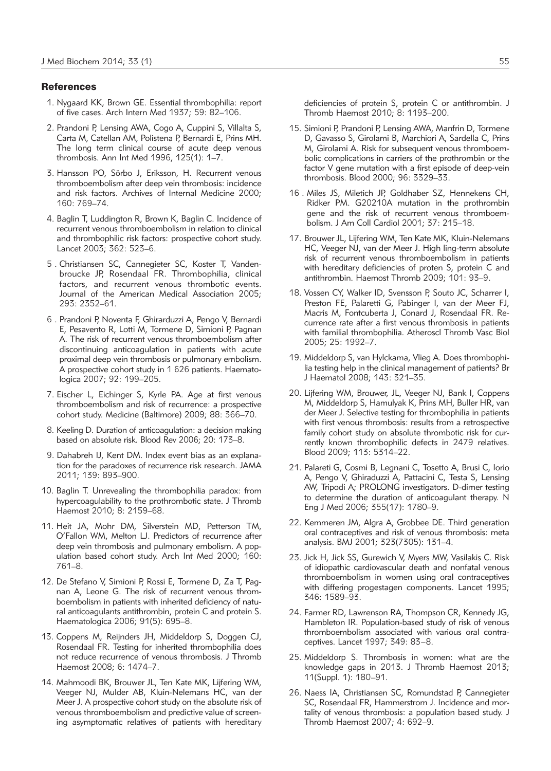## References

1. Nygaard KK, Brown GE. Essential thrombophilia: report of five cases. Arch Intern Med 1937; 59: 82–106.
2. Prandoni P, Lensing AWA, Cogo A, Cuppini S, Villalta S, Carta M, Catellan AM, Polistena P, Bernardi E, Prins MH. The long term clinical course of acute deep venous thrombosis. Ann Int Med 1996, 125(1): 1–7.
3. Hansson PO, Sörbo J, Eriksson, H. Recurrent venous thromboembolism after deep vein thrombosis: incidence and risk factors. Archives of Internal Medicine 2000; 160: 769–74.
4. Baglin T, Luddington R, Brown K, Baglin C. Incidence of recurrent venous thromboembolism in relation to clinical and thrombophilic risk factors: prospective cohort study. Lancet 2003; 362: 523–6.
5. Christiansen SC, Cannegieter SC, Koster T, Vandenbroucke JP, Rosendaal FR. Thrombophilia, clinical factors, and recurrent venous thrombotic events. Journal of the American Medical Association 2005; 293: 2352–61.
6. Prandoni P, Noventa F, Ghirarduzzi A, Pengo V, Bernardi E, Pesavento R, Lotti M, Tormene D, Simioni P, Pagnan A. The risk of recurrent venous thromboembolism after discontinuing anticoagulation in patients with acute proximal deep vein thrombosis or pulmonary embolism. A prospective cohort study in 1 626 patients. Haematologica 2007; 92: 199–205.
7. Eischer L, Eichinger S, Kyrle PA. Age at first venous thromboembolism and risk of recurrence: a prospective cohort study. Medicine (Baltimore) 2009; 88: 366–70.
8. Keeling D. Duration of anticoagulation: a decision making based on absolute risk. Blood Rev 2006; 20: 173–8.
9. Dahabreh IJ, Kent DM. Index event bias as an explanation for the paradoxes of recurrence risk research. JAMA 2011; 139: 893–900.
10. Baglin T. Unrevealing the thrombophilia paradox: from hypercoagulability to the prothrombotic state. J Thromb Haemost 2010; 8: 2159–68.
11. Heit JA, Mohr DM, Silverstein MD, Petterson TM, O'Fallon WM, Melton LJ. Predictors of recurrence after deep vein thrombosis and pulmonary embolism. A population based cohort study. Arch Int Med 2000; 160: 761–8.
12. De Stefano V, Simioni P, Rossi E, Tormene D, Za T, Pagnan A, Leone G. The risk of recurrent venous thromboembolism in patients with inherited deficiency of natural anticoagulants antithrombin, protein C and protein S. Haematologica 2006; 91(5): 695–8.
13. Coppens M, Reijnders JH, Middeldorp S, Doggen CJ, Rosendaal FR. Testing for inherited thrombophilia does not reduce recurrence of venous thrombosis. J Thromb Haemost 2008; 6: 1474–7.
14. Mahmoodi BK, Brouwer JL, Ten Kate MK, Lijfering WM, Veeger NJ, Mulder AB, Kluin-Nelemans HC, van der Meer J. A prospective cohort study on the absolute risk of venous thromboembolism and predictive value of screening asymptomatic relatives of patients with hereditary deficiencies of protein S, protein C or antithrombin. J Thromb Haemost 2010; 8: 1193–200.
15. Simioni P, Prandoni P, Lensing AWA, Manfrin D, Tormene D, Gavasso S, Girolami B, Marchiori A, Sardella C, Prins M, Girolami A. Risk for subsequent venous thromboembolic complications in carriers of the prothrombin or the factor V gene mutation with a first episode of deep-vein thrombosis. Blood 2000; 96: 3329–33.
16. Miles JS, Miletich JP, Goldhaber SZ, Hennekens CH, Ridker PM. G20210A mutation in the prothrombin gene and the risk of recurrent venous thromboembolism. J Am Coll Cardiol 2001; 37: 215–18.
17. Brouwer JL, Lijfering WM, Ten Kate MK, Kluin-Nelemans HC, Veeger NJ, van der Meer J. High ling-term absolute risk of recurrent venous thromboembolism in patients with hereditary deficiencies of proten S, protein C and antithrombin. Haemost Thromb 2009; 101: 93–9.
18. Vossen CY, Walker ID, Svensson P, Souto JC, Scharrer I, Preston FE, Palaretti G, Pabinger I, van der Meer FJ, Macris M, Fontcuberta J, Conard J, Rosendaal FR. Recurrence rate after a first venous thrombosis in patients with familial thrombophilia. Atheroscl Thromb Vasc Biol 2005; 25: 1992–7.
19. Middeldorp S, van Hylckama, Vlieg A. Does thrombophilia testing help in the clinical management of patients? Br J Haematol 2008; 143: 321–35.
20. Lijfering WM, Brouwer, JL, Veeger NJ, Bank I, Coppens M, Middeldorp S, Hamulyak K, Prins MH, Buller HR, van der Meer J. Selective testing for thrombophilia in patients with first venous thrombosis: results from a retrospective family cohort study on absolute thrombotic risk for currently known thrombophilic defects in 2479 relatives. Blood 2009; 113: 5314–22.
21. Palareti G, Cosmi B, Legnani C, Tosetto A, Brusi C, Iorio A, Pengo V, Ghiraduzzi A, Pattacini C, Testa S, Lensing AW, Tripodi A; PROLONG investigators. D-dimer testing to determine the duration of anticoagulant therapy. N Eng J Med 2006; 355(17): 1780–9.
22. Kemmeren JM, Algra A, Grobbee DE. Third generation oral contraceptives and risk of venous thrombosis: meta analysis. BMJ 2001; 323(7305): 131–4.
23. Jick H, Jick SS, Gurewich V, Myers MW, Vasilakis C. Risk of idiopathic cardiovascular death and nonfatal venous thromboembolism in women using oral contraceptives with differing progestagen components. Lancet 1995; 346: 1589–93.
24. Farmer RD, Lawrenson RA, Thompson CR, Kennedy JG, Hambleton IR. Population-based study of risk of venous thromboembolism associated with various oral contraceptives. Lancet 1997; 349: 83–8.
25. Middeldorp S. Thrombosis in women: what are the knowledge gaps in 2013. J Thromb Haemost 2013; 11(Suppl. 1): 180–91.
26. Naess IA, Christiansen SC, Romundstad P, Cannegieter SC, Rosendaal FR, Hammerstrom J. Incidence and mortality of venous thrombosis: a population based study. J Thromb Haemost 2007; 4: 692–9.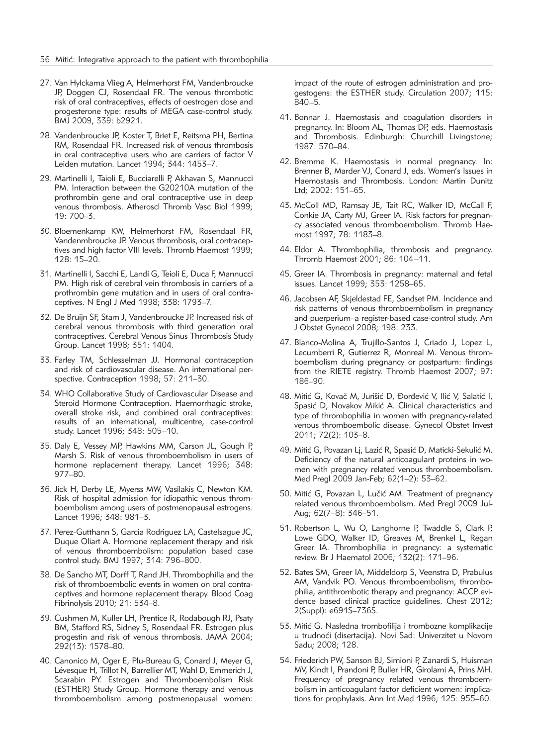27. Van Hylckama Vlieg A, Helmerhorst FM, Vandenbroucke JP, Doggen CJ, Rosendaal FR. The venous thrombotic risk of oral contraceptives, effects of oestrogen dose and progesterone type: results of MEGA case-control study. BMJ 2009, 339: b2921.

28. Vandenbroucke JP, Koster T, Briet E, Reitsma PH, Bertina RM, Rosendaal FR. Increased risk of venous thrombosis in oral contraceptive users who are carriers of factor V Leiden mutation. Lancet 1994; 344: 1453–7.

29. Martinelli I, Taioli E, Bucciarelli P, Akhavan S, Mannucci PM. Interaction between the G20210A mutation of the prothrombin gene and oral contraceptive use in deep venous thrombosis. Atheroscl Thromb Vasc Biol 1999; 19: 700–3.

30. Bloemenkamp KW, Helmerhorst FM, Rosendaal FR, Vandenmbroucke JP. Venous thrombosis, oral contraceptives and high factor VIII levels. Thromb Haemost 1999; 128: 15–20.

31. Martinelli I, Sacchi E, Landi G, Teioli E, Duca F, Mannucci PM. High risk of cerebral vein thrombosis in carriers of a prothrombin gene mutation and in users of oral contraceptives. N Engl J Med 1998; 338: 1793–7.

32. De Bruijn SF, Stam J, Vandenbroucke JP. Increased risk of cerebral venous thrombosis with third generation oral contraceptives. Cerebral Venous Sinus Thrombosis Study Group. Lancet 1998; 351: 1404.

33. Farley TM, Schlesselman JJ. Hormonal contraception and risk of cardiovascular disease. An international perspective. Contraception 1998; 57: 211–30.

34. WHO Collaborative Study of Cardiovascular Disease and Steroid Hormone Contraception. Haemorrhagic stroke, overall stroke risk, and combined oral contraceptives: results of an international, multicentre, case-control study. Lancet 1996; 348: 505–10.

35. Daly E, Vessey MP, Hawkins MM, Carson JL, Gough P, Marsh S. Risk of venous thromboembolism in users of hormone replacement therapy. Lancet 1996; 348: 977–80.

36. Jick H, Derby LE, Myerss MW, Vasilakis C, Newton KM. Risk of hospital admission for idiopathic venous thromboembolism among users of postmenopausal estrogens. Lancet 1996; 348: 981–3.

37. Perez-Gutthann S, Garcia Rodriguez LA, Castelsague JC, Duque Oliart A. Hormone replacement therapy and risk of venous thromboembolism: population based case control study. BMJ 1997; 314: 796–800.

38. De Sancho MT, Dorff T, Rand JH. Thrombophilia and the risk of thromboembolic events in women on oral contraceptives and hormone replacement therapy. Blood Coag Fibrinolysis 2010; 21: 534–8.

39. Cushmen M, Kuller LH, Prentice R, Rodabough RJ, Psaty BM, Stafford RS, Sidney S, Rosendaal FR. Estrogen plus progestin and risk of venous thrombosis. JAMA 2004; 292(13): 1578–80.

40. Canonico M, Oger E, Plu-Bureau G, Conard J, Meyer G, Lévesque H, Trillot N, Barrellier MT, Wahl D, Emmerich J, Scarabin PY. Estrogen and Thromboembolism Risk (ESTHER) Study Group. Hormone therapy and venous thromboembolism among postmenopausal women: impact of the route of estrogen administration and progestogens: the ESTHER study. Circulation 2007; 115: 840–5.

41. Bonnar J. Haemostasis and coagulation disorders in pregnancy. In: Bloom AL, Thomas DP, eds. Haemostasis and Thrombosis. Edinburgh: Churchill Livingstone; 1987: 570–84.

42. Bremme K. Haemostasis in normal pregnancy. In: Brenner B, Marder VJ, Conard J, eds. Women's Issues in Haemostasis and Thrombosis. London: Martin Dunitz Ltd; 2002: 151–65.

43. McColl MD, Ramsay JE, Tait RC, Walker ID, McCall F, Conkie JA, Carty MJ, Greer IA. Risk factors for pregnancy associated venous thromboembolism. Thromb Haemost 1997; 78: 1183–8.

44. Eldor A. Thrombophilia, thrombosis and pregnancy. Thromb Haemost 2001; 86: 104–11.

45. Greer IA. Thrombosis in pregnancy: maternal and fetal issues. Lancet 1999; 353: 1258–65.

46. Jacobsen AF, Skjeldestad FE, Sandset PM. Incidence and risk patterns of venous thromboembolism in pregnancy and puerperium–a register-based case-control study. Am J Obstet Gynecol 2008; 198: 233.

47. Blanco-Molina A, Trujillo-Santos J, Criado J, Lopez L, Lecumberri R, Gutierrez R, Monreal M. Venous thromboembolism during pregnancy or postpartum: findings from the RIETE registry. Thromb Haemost 2007; 97: 186–90.

48. Mitić G, Kovač M, Jurišić D, Đorđević V, Ilić V, Salatić I, Spasić D, Novakov Mikić A. Clinical characteristics and type of thrombophilia in women with pregnancy-related venous thromboembolic disease. Gynecol Obstet Invest 2011; 72(2): 103–8.

49. Mitić G, Povazan Lj, Lazić R, Spasić D, Maticki-Sekulić M. Deficiency of the natural anticoagulant proteins in women with pregnancy related venous thromboembolism. Med Pregl 2009 Jan-Feb; 62(1–2): 53–62.

50. Mitić G, Povazan L, Lučić AM. Treatment of pregnancy related venous thromboembolism. Med Pregl 2009 Jul-Aug; 62(7–8): 346–51.

51. Robertson L, Wu O, Langhorne P, Twaddle S, Clark P, Lowe GDO, Walker ID, Greaves M, Brenkel L, Regan Greer IA. Thrombophilia in pregnancy: a systematic review. Br J Haematol 2006; 132(2): 171–96.

52. Bates SM, Greer IA, Middeldorp S, Veenstra D, Prabulus AM, Vandvik PO. Venous thromboembolism, thrombophilia, antithrombotic therapy and pregnancy: ACCP evidence based clinical practice guidelines. Chest 2012; 2(Suppl): e691S–736S.

53. Mitić G. Nasledna trombofilija i trombozne komplikacije u trudnoći (disertacija). Novi Sad: Univerzitet u Novom Sadu; 2008; 128.

54. Friederich PW, Sanson BJ, Simioni P, Zanardi S, Huisman MV, Kindt I, Prandoni P, Buller HR, Girolami A, Prins MH. Frequency of pregnancy related venous thromboembolism in anticoagulant factor deficient women: implications for prophylaxis. Ann Int Med 1996; 125: 955–60.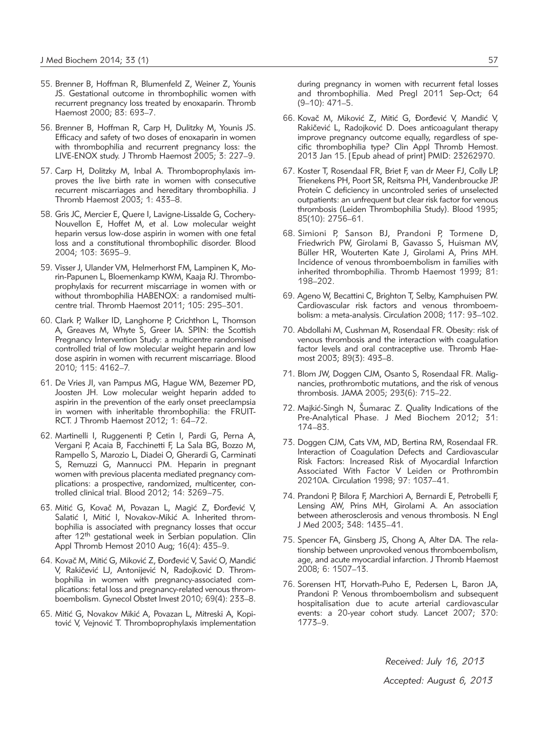55. Brenner B, Hoffman R, Blumenfeld Z, Weiner Z, Younis JS. Gestational outcome in thrombophilic women with recurrent pregnancy loss treated by enoxaparin. Thromb Haemost 2000; 83: 693–7.

56. Brenner B, Hoffman R, Carp H, Dulitzky M, Younis JS. Efficacy and safety of two doses of enoxaparin in women with thrombophilia and recurrent pregnancy loss: the LIVE-ENOX study. J Thromb Haemost 2005; 3: 227–9.

57. Carp H, Dolitzky M, Inbal A. Thromboprophylaxis improves the live birth rate in women with consecutive recurrent miscarriages and hereditary thrombophilia. J Thromb Haemost 2003; 1: 433–8.

58. Gris JC, Mercier E, Quere I, Lavigne-Lissalde G, Cochery-Nouvellon E, Hoffet M, et al. Low molecular weight heparin versus low-dose aspirin in women with one fetal loss and a constitutional thrombophilic disorder. Blood 2004; 103: 3695–9.

59. Visser J, Ulander VM, Helmerhorst FM, Lampinen K, Morin-Papunen L, Bloemenkamp KWM, Kaaja RJ. Thromboprophylaxis for recurrent miscarriage in women with or without thrombophilia HABENOX: a randomised multicentre trial. Thromb Haemost 2011; 105: 295–301.

60. Clark P, Walker ID, Langhorne P, Crichthon L, Thomson A, Greaves M, Whyte S, Greer IA. SPIN: the Scottish Pregnancy Intervention Study: a multicentre randomised controlled trial of low molecular weight heparin and low dose aspirin in women with recurrent miscarriage. Blood 2010; 115: 4162–7.

61. De Vries JI, van Pampus MG, Hague WM, Bezemer PD, Joosten JH. Low molecular weight heparin added to aspirin in the prevention of the early onset preeclampsia in women with inheritable thrombophilia: the FRUIT-RCT. J Thromb Haemost 2012; 1: 64–72.

62. Martinelli I, Ruggenenti P, Cetin I, Pardi G, Perna A, Vergani P, Acaia B, Facchinetti F, La Sala BG, Bozzo M, Rampello S, Marozio L, Diadei O, Gherardi G, Carminati S, Remuzzi G, Mannucci PM. Heparin in pregnant women with previous placenta mediated pregnancy complications: a prospective, randomized, multicenter, controlled clinical trial. Blood 2012; 14: 3269–75.

63. Mitić G, Kovač M, Povazan L, Magić Z, Đorđević V, Salatić I, Mitić I, Novakov-Mikić A. Inherited thrombophilia is associated with pregnancy losses that occur after 12th gestational week in Serbian population. Clin Appl Thromb Hemost 2010 Aug; 16(4): 435–9.

64. Kovač M, Mitić G, Miković Z, Đorđević V, Savić O, Mandić V, Rakičević LJ, Antonijević N, Radojković D. Thrombophilia in women with pregnancy-associated complications: fetal loss and pregnancy-related venous thromboembolism. Gynecol Obstet Invest 2010; 69(4): 233–8.

65. Mitić G, Novakov Mikić A, Povazan L, Mitreski A, Kopitović V, Vejnović T. Thromboprophylaxis implementation during pregnancy in women with recurrent fetal losses and thrombophilia. Med Pregl 2011 Sep-Oct; 64 (9–10): 471–5.

66. Kovač M, Miković Z, Mitić G, Đorđević V, Mandić V, Rakičević L, Radojković D. Does anticoagulant therapy improve pregnancy outcome equally, regardless of specific thrombophilia type? Clin Appl Thromb Hemost. 2013 Jan 15. [Epub ahead of print] PMID: 23262970.

67. Koster T, Rosendaal FR, Briet F, van dr Meer FJ, Colly LP, Trienekens PH, Poort SR, Reitsma PH, Vandenbroucke JP. Protein C deficiency in uncontroled series of unselected outpatients: an unfrequent but clear risk factor for venous thrombosis (Leiden Thrombophilia Study). Blood 1995; 85(10): 2756–61.

68. Simioni P, Sanson BJ, Prandoni P, Tormene D, Friedwrich PW, Girolami B, Gavasso S, Huisman MV, Büller HR, Wouterten Kate J, Girolami A, Prins MH. Incidence of venous thromboembolism in families with inherited thrombophilia. Thromb Haemost 1999; 81: 198–202.

69. Ageno W, Becattini C, Brighton T, Selby, Kamphuisen PW. Cardiovascular risk factors and venous thromboembolism: a meta-analysis. Circulation 2008; 117: 93–102.

70. Abdollahi M, Cushman M, Rosendaal FR. Obesity: risk of venous thrombosis and the interaction with coagulation factor levels and oral contraceptive use. Thromb Haemost 2003; 89(3): 493–8.

71. Blom JW, Doggen CJM, Osanto S, Rosendaal FR. Malignancies, prothrombotic mutations, and the risk of venous thrombosis. JAMA 2005; 293(6): 715–22.

72. Majkić-Singh N, Šumarac Z. Quality Indications of the Pre-Analytical Phase. J Med Biochem 2012; 31: 174–83.

73. Doggen CJM, Cats VM, MD, Bertina RM, Rosendaal FR. Interaction of Coagulation Defects and Cardiovascular Risk Factors: Increased Risk of Myocardial Infarction Associated With Factor V Leiden or Prothrombin 20210A. Circulation 1998; 97: 1037–41.

74. Prandoni P, Bilora F, Marchiori A, Bernardi E, Petrobelli F, Lensing AW, Prins MH, Girolami A. An association between atherosclerosis and venous thrombosis. N Engl J Med 2003; 348: 1435–41.

75. Spencer FA, Ginsberg JS, Chong A, Alter DA. The relationship between unprovoked venous thromboembolism, age, and acute myocardial infarction. J Thromb Haemost 2008; 6: 1507–13.

76. Sorensen HT, Horvath-Puho E, Pedersen L, Baron JA, Prandoni P. Venous thromboembolism and subsequent hospitalisation due to acute arterial cardiovascular events: a 20-year cohort study. Lancet 2007; 370: 1773–9.

*Received: July 16, 2013*

*Accepted: August 6, 2013*